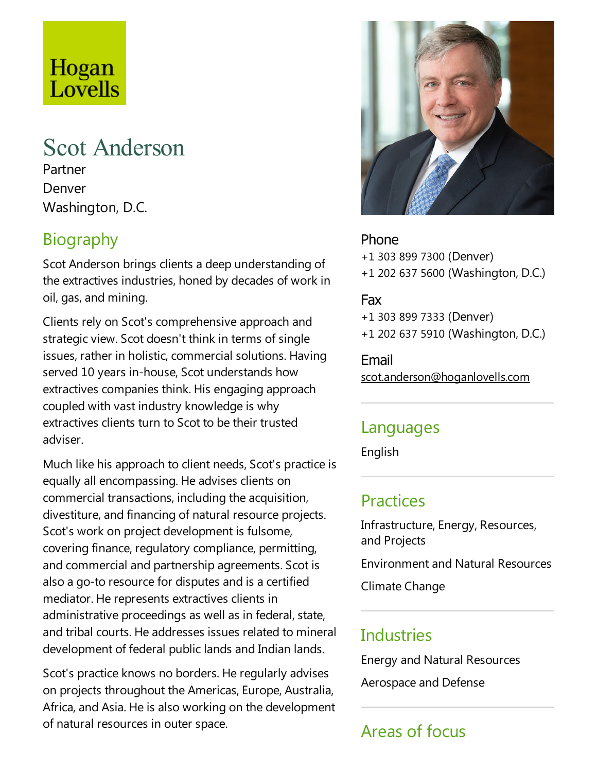Hogan Lovells

# Scot Anderson

Partner
Denver
Washington, D.C.

## Biography

Scot Anderson brings clients a deep understanding of the extractives industries, honed by decades of work in oil, gas, and mining.

Clients rely on Scot's comprehensive approach and strategic view. Scot doesn't think in terms of single issues, rather in holistic, commercial solutions. Having served 10 years in-house, Scot understands how extractives companies think. His engaging approach coupled with vast industry knowledge is why extractives clients turn to Scot to be their trusted adviser.

Much like his approach to client needs, Scot's practice is equally all encompassing. He advises clients on commercial transactions, including the acquisition, divestiture, and financing of natural resource projects. Scot's work on project development is fulsome, covering finance, regulatory compliance, permitting, and commercial and partnership agreements. Scot is also a go-to resource for disputes and is a certified mediator. He represents extractives clients in administrative proceedings as well as in federal, state, and tribal courts. He addresses issues related to mineral development of federal public lands and Indian lands.

Scot's practice knows no borders. He regularly advises on projects throughout the Americas, Europe, Australia, Africa, and Asia. He is also working on the development of natural resources in outer space.

### Phone

+1 303 899 7300 (Denver)
+1 202 637 5600 (Washington, D.C.)

### Fax

+1 303 899 7333 (Denver)
+1 202 637 5910 (Washington, D.C.)

### Email

scot.anderson@hoganlovells.com

## Languages

English

## Practices

Infrastructure, Energy, Resources, and Projects

Environment and Natural Resources

Climate Change

## Industries

Energy and Natural Resources

Aerospace and Defense

## Areas of focus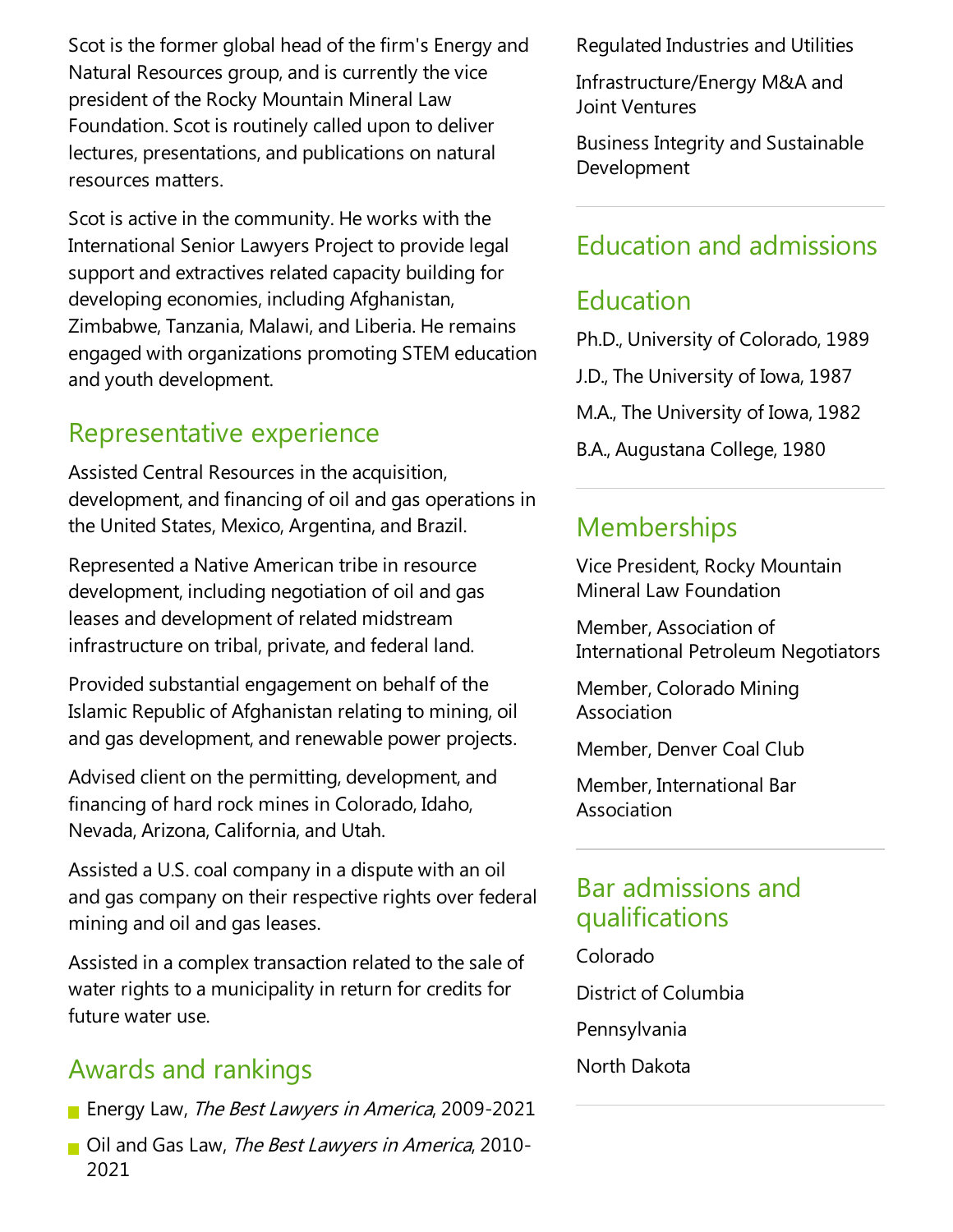Scot is the former global head of the firm's Energy and Natural Resources group, and is currently the vice president of the Rocky Mountain Mineral Law Foundation. Scot is routinely called upon to deliver lectures, presentations, and publications on natural resources matters.

Scot is active in the community. He works with the International Senior Lawyers Project to provide legal support and extractives related capacity building for developing economies, including Afghanistan, Zimbabwe, Tanzania, Malawi, and Liberia. He remains engaged with organizations promoting STEM education and youth development.

## Representative experience

Assisted Central Resources in the acquisition, development, and financing of oil and gas operations in the United States, Mexico, Argentina, and Brazil.

Represented a Native American tribe in resource development, including negotiation of oil and gas leases and development of related midstream infrastructure on tribal, private, and federal land.

Provided substantial engagement on behalf of the Islamic Republic of Afghanistan relating to mining, oil and gas development, and renewable power projects.

Advised client on the permitting, development, and financing of hard rock mines in Colorado, Idaho, Nevada, Arizona, California, and Utah.

Assisted a U.S. coal company in a dispute with an oil and gas company on their respective rights over federal mining and oil and gas leases.

Assisted in a complex transaction related to the sale of water rights to a municipality in return for credits for future water use.

## Awards and rankings

- Energy Law, *The Best Lawyers in America*, 2009-2021
- Oil and Gas Law, *The Best Lawyers in America*, 2010-2021

Regulated Industries and Utilities

Infrastructure/Energy M&A and Joint Ventures

Business Integrity and Sustainable Development

## Education and admissions

### Education

Ph.D., University of Colorado, 1989

J.D., The University of Iowa, 1987

M.A., The University of Iowa, 1982

B.A., Augustana College, 1980

## Memberships

Vice President, Rocky Mountain Mineral Law Foundation

Member, Association of International Petroleum Negotiators

Member, Colorado Mining Association

Member, Denver Coal Club

Member, International Bar Association

## Bar admissions and qualifications

Colorado

District of Columbia

Pennsylvania

North Dakota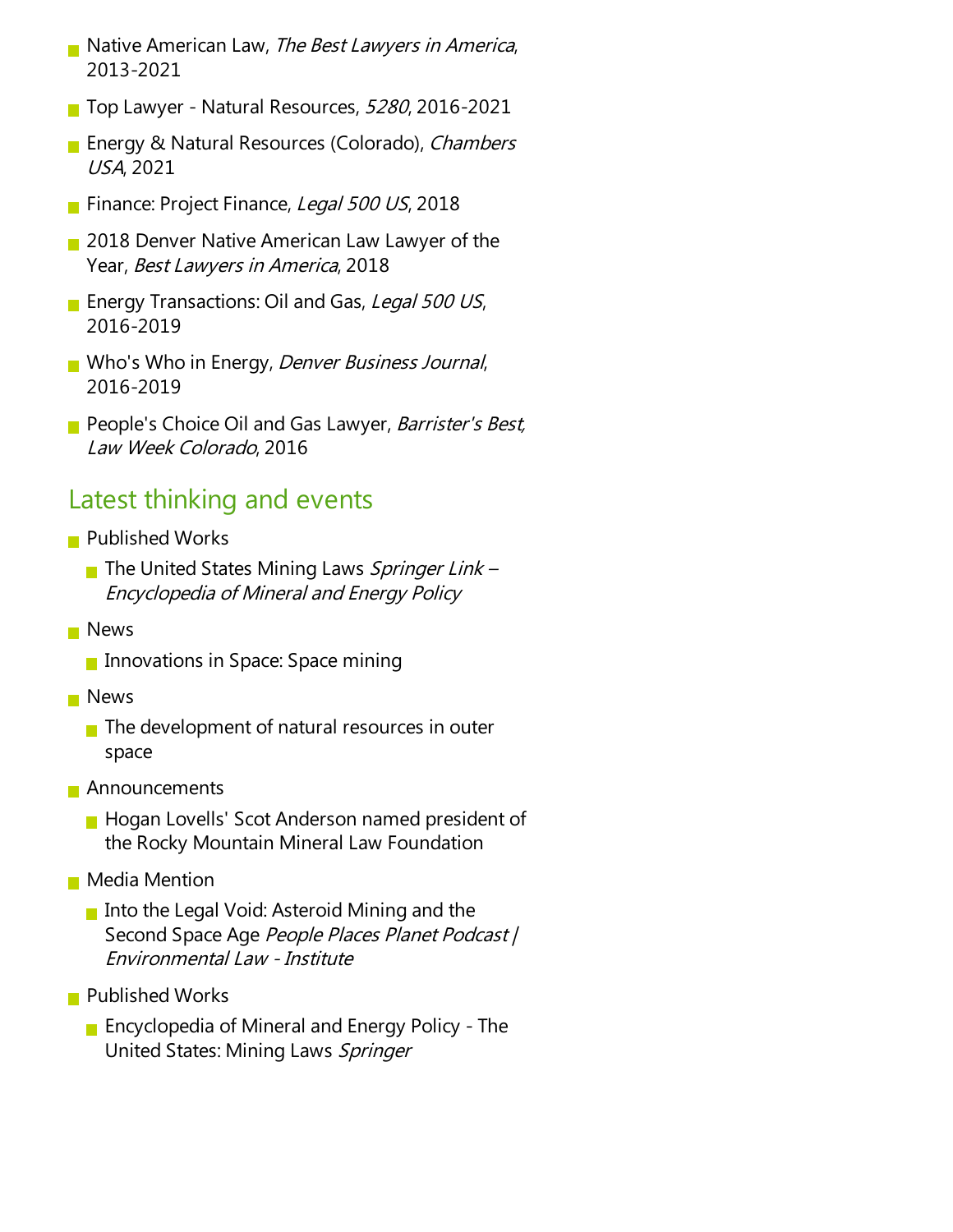- Native American Law, *The Best Lawyers in America*, 2013-2021
- Top Lawyer - Natural Resources, *5280*, 2016-2021
- Energy & Natural Resources (Colorado), *Chambers USA*, 2021
- Finance: Project Finance, *Legal 500 US*, 2018
- 2018 Denver Native American Law Lawyer of the Year, *Best Lawyers in America*, 2018
- Energy Transactions: Oil and Gas, *Legal 500 US*, 2016-2019
- Who's Who in Energy, *Denver Business Journal*, 2016-2019
- People's Choice Oil and Gas Lawyer, *Barrister's Best, Law Week Colorado*, 2016

## Latest thinking and events

- Published Works
  - The United States Mining Laws *Springer Link – Encyclopedia of Mineral and Energy Policy*
- News
  - Innovations in Space: Space mining
- News
  - The development of natural resources in outer space
- Announcements
  - Hogan Lovells' Scot Anderson named president of the Rocky Mountain Mineral Law Foundation
- Media Mention
  - Into the Legal Void: Asteroid Mining and the Second Space Age *People Places Planet Podcast | Environmental Law - Institute*
- Published Works
  - Encyclopedia of Mineral and Energy Policy - The United States: Mining Laws *Springer*